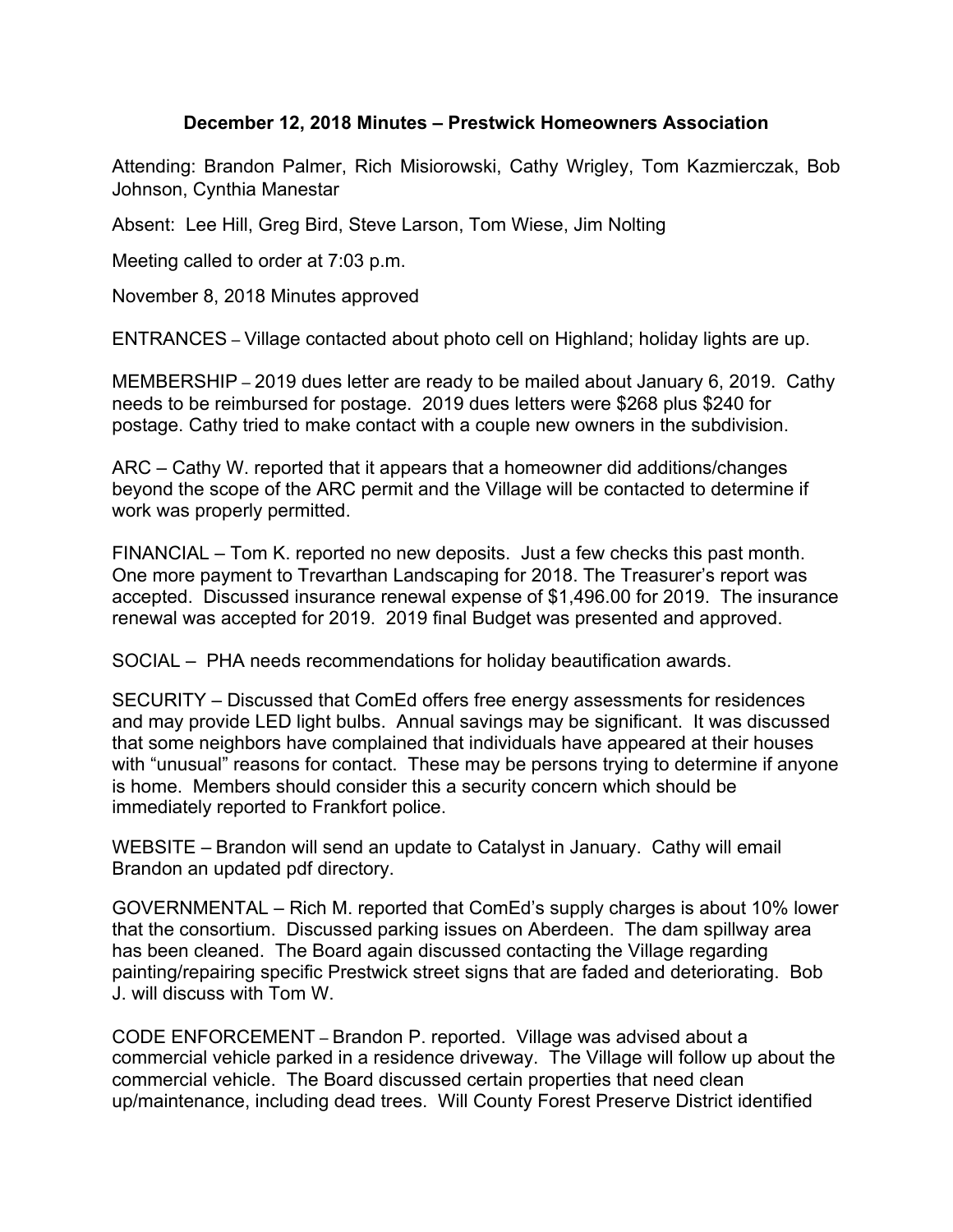# December 12, 2018 Minutes – Prestwick Homeowners Association

Attending: Brandon Palmer, Rich Misiorowski, Cathy Wrigley, Tom Kazmierczak, Bob Johnson, Cynthia Manestar

Absent: Lee Hill, Greg Bird, Steve Larson, Tom Wiese, Jim Nolting

Meeting called to order at 7:03 p.m.

November 8, 2018 Minutes approved

ENTRANCES – Village contacted about photo cell on Highland; holiday lights are up.

MEMBERSHIP – 2019 dues letter are ready to be mailed about January 6, 2019. Cathy needs to be reimbursed for postage. 2019 dues letters were $268 plus $240 for postage. Cathy tried to make contact with a couple new owners in the subdivision.

ARC – Cathy W. reported that it appears that a homeowner did additions/changes beyond the scope of the ARC permit and the Village will be contacted to determine if work was properly permitted.

FINANCIAL – Tom K. reported no new deposits. Just a few checks this past month. One more payment to Trevarthan Landscaping for 2018. The Treasurer's report was accepted. Discussed insurance renewal expense of $1,496.00 for 2019. The insurance renewal was accepted for 2019. 2019 final Budget was presented and approved.

SOCIAL – PHA needs recommendations for holiday beautification awards.

SECURITY – Discussed that ComEd offers free energy assessments for residences and may provide LED light bulbs. Annual savings may be significant. It was discussed that some neighbors have complained that individuals have appeared at their houses with "unusual" reasons for contact. These may be persons trying to determine if anyone is home. Members should consider this a security concern which should be immediately reported to Frankfort police.

WEBSITE – Brandon will send an update to Catalyst in January. Cathy will email Brandon an updated pdf directory.

GOVERNMENTAL – Rich M. reported that ComEd's supply charges is about 10% lower that the consortium. Discussed parking issues on Aberdeen. The dam spillway area has been cleaned. The Board again discussed contacting the Village regarding painting/repairing specific Prestwick street signs that are faded and deteriorating. Bob J. will discuss with Tom W.

CODE ENFORCEMENT – Brandon P. reported. Village was advised about a commercial vehicle parked in a residence driveway. The Village will follow up about the commercial vehicle. The Board discussed certain properties that need clean up/maintenance, including dead trees. Will County Forest Preserve District identified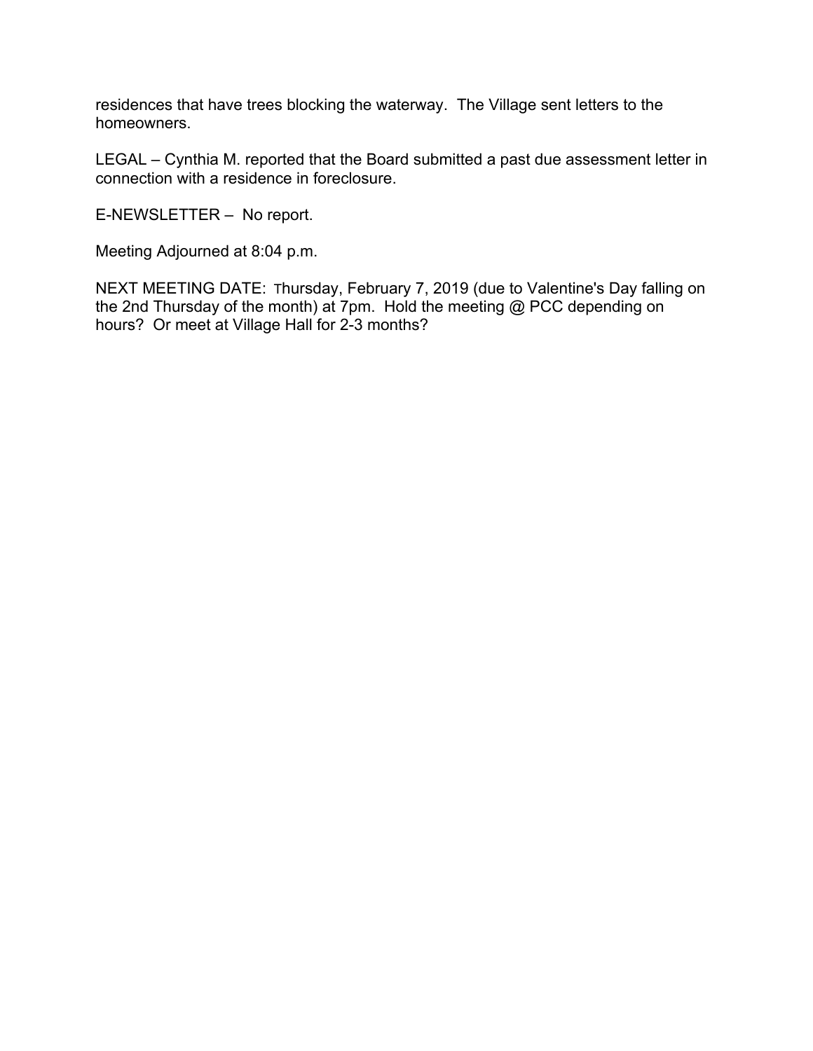residences that have trees blocking the waterway. The Village sent letters to the homeowners.

LEGAL – Cynthia M. reported that the Board submitted a past due assessment letter in connection with a residence in foreclosure.

E-NEWSLETTER – No report.

Meeting Adjourned at 8:04 p.m.

NEXT MEETING DATE: Thursday, February 7, 2019 (due to Valentine's Day falling on the 2nd Thursday of the month) at 7pm. Hold the meeting @ PCC depending on hours? Or meet at Village Hall for 2-3 months?